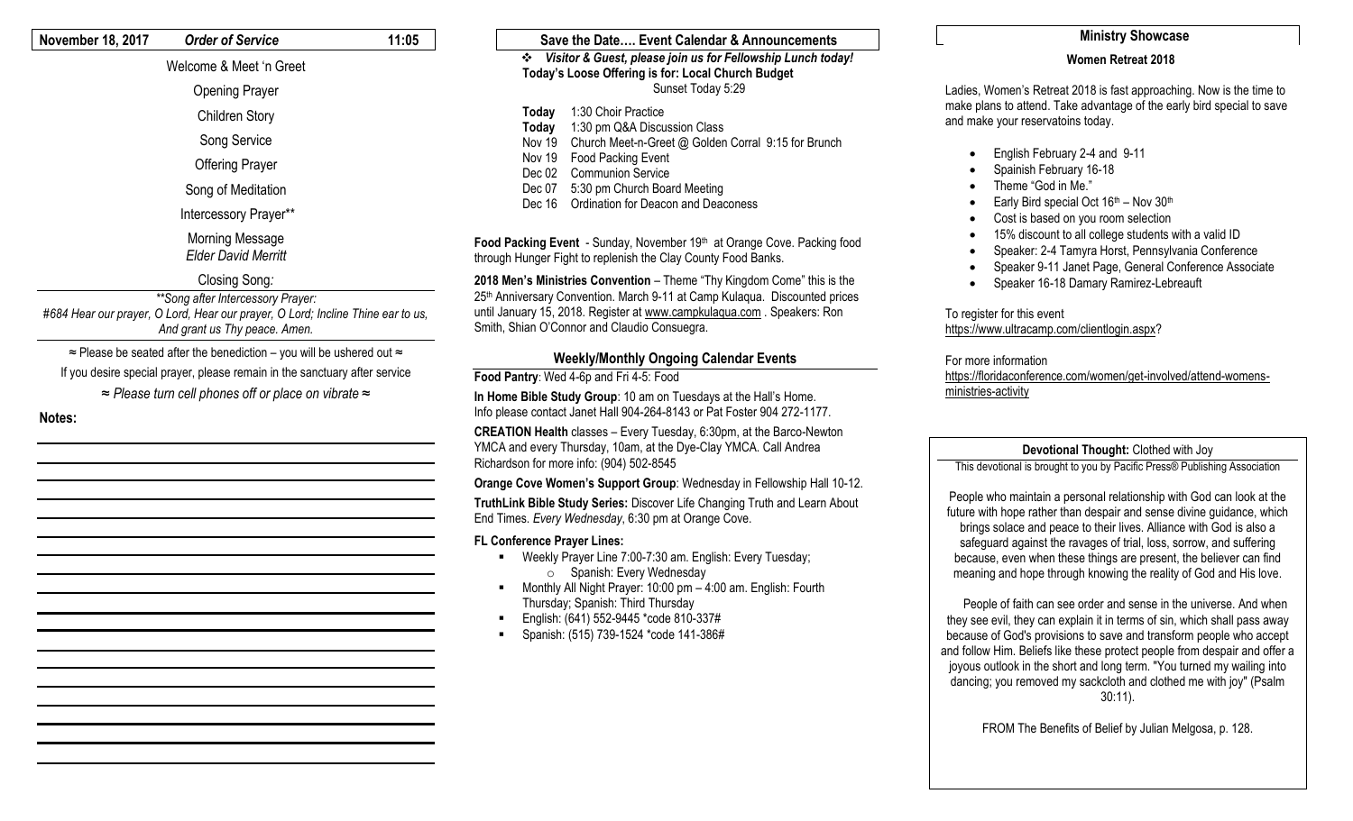**November 18, 2017** ***Order of Service*** **11:05**

Welcome & Meet 'n Greet

Opening Prayer

Children Story

Song Service

Offering Prayer

Song of Meditation

Intercessory Prayer**

Morning Message
*Elder David Merritt*

Closing Song:

*\*\*Song after Intercessory Prayer:*
*#684 Hear our prayer, O Lord, Hear our prayer, O Lord; Incline Thine ear to us, And grant us Thy peace. Amen.*

≈ Please be seated after the benediction – you will be ushered out ≈

If you desire special prayer, please remain in the sanctuary after service

≈ *Please turn cell phones off or place on vibrate* ≈

**Notes:**

## Save the Date…. Event Calendar & Announcements

- ***Visitor & Guest, please join us for Fellowship Lunch today!***

**Today's Loose Offering is for: Local Church Budget**

Sunset Today 5:29

**Today** 1:30 Choir Practice
**Today** 1:30 pm Q&A Discussion Class
Nov 19 Church Meet-n-Greet @ Golden Corral 9:15 for Brunch
Nov 19 Food Packing Event
Dec 02 Communion Service
Dec 07 5:30 pm Church Board Meeting
Dec 16 Ordination for Deacon and Deaconess

**Food Packing Event** - Sunday, November 19th at Orange Cove. Packing food through Hunger Fight to replenish the Clay County Food Banks.

**2018 Men's Ministries Convention** – Theme "Thy Kingdom Come" this is the 25th Anniversary Convention. March 9-11 at Camp Kulaqua. Discounted prices until January 15, 2018. Register at www.campkulaqua.com . Speakers: Ron Smith, Shian O'Connor and Claudio Consuegra.

## Weekly/Monthly Ongoing Calendar Events

**Food Pantry**: Wed 4-6p and Fri 4-5: Food

**In Home Bible Study Group**: 10 am on Tuesdays at the Hall's Home. Info please contact Janet Hall 904-264-8143 or Pat Foster 904 272-1177.

**CREATION Health** classes – Every Tuesday, 6:30pm, at the Barco-Newton YMCA and every Thursday, 10am, at the Dye-Clay YMCA. Call Andrea Richardson for more info: (904) 502-8545

**Orange Cove Women's Support Group**: Wednesday in Fellowship Hall 10-12.

**TruthLink Bible Study Series:** Discover Life Changing Truth and Learn About End Times. *Every Wednesday*, 6:30 pm at Orange Cove.

**FL Conference Prayer Lines:**

- Weekly Prayer Line 7:00-7:30 am. English: Every Tuesday;
  - Spanish: Every Wednesday
- Monthly All Night Prayer: 10:00 pm – 4:00 am. English: Fourth Thursday; Spanish: Third Thursday
- English: (641) 552-9445 *code 810-337#
- Spanish: (515) 739-1524 *code 141-386#

## Ministry Showcase

### Women Retreat 2018

Ladies, Women's Retreat 2018 is fast approaching. Now is the time to make plans to attend. Take advantage of the early bird special to save and make your reservatoins today.

- English February 2-4 and 9-11
- Spainish February 16-18
- Theme "God in Me."
- Early Bird special Oct 16th – Nov 30th
- Cost is based on you room selection
- 15% discount to all college students with a valid ID
- Speaker: 2-4 Tamyra Horst, Pennsylvania Conference
- Speaker 9-11 Janet Page, General Conference Associate
- Speaker 16-18 Damary Ramirez-Lebreauft

To register for this event
https://www.ultracamp.com/clientlogin.aspx?

For more information
https://floridaconference.com/women/get-involved/attend-womens-ministries-activity

**Devotional Thought:** Clothed with Joy

This devotional is brought to you by Pacific Press® Publishing Association

People who maintain a personal relationship with God can look at the future with hope rather than despair and sense divine guidance, which brings solace and peace to their lives. Alliance with God is also a safeguard against the ravages of trial, loss, sorrow, and suffering because, even when these things are present, the believer can find meaning and hope through knowing the reality of God and His love.

People of faith can see order and sense in the universe. And when they see evil, they can explain it in terms of sin, which shall pass away because of God's provisions to save and transform people who accept and follow Him. Beliefs like these protect people from despair and offer a joyous outlook in the short and long term. "You turned my wailing into dancing; you removed my sackcloth and clothed me with joy" (Psalm 30:11).

FROM The Benefits of Belief by Julian Melgosa, p. 128.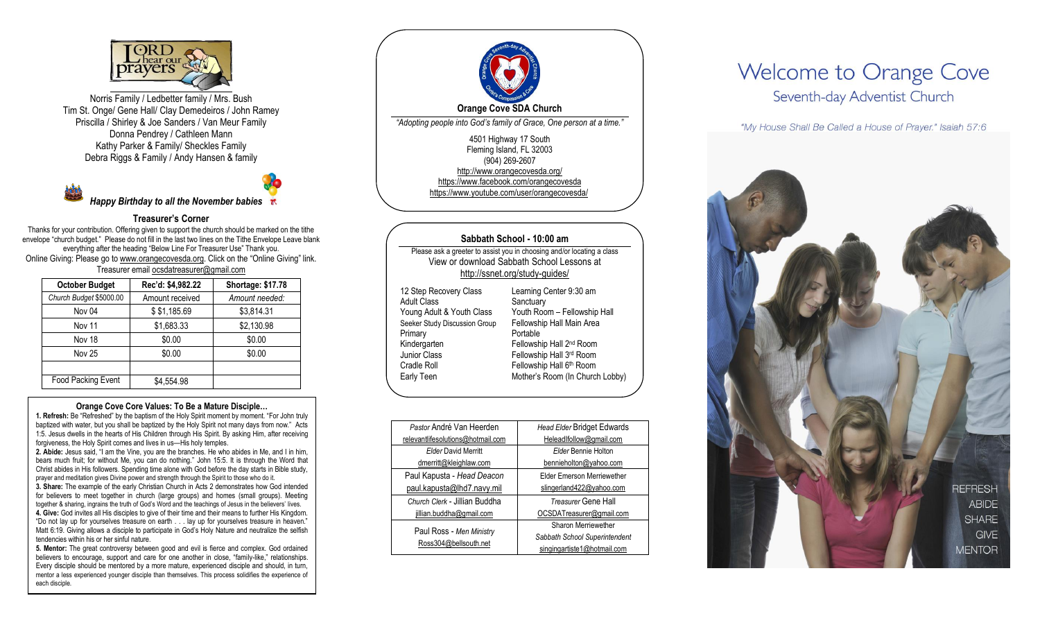Norris Family / Ledbetter family / Mrs. Bush
Tim St. Onge/ Gene Hall/ Clay Demedeiros / John Ramey
Priscilla / Shirley & Joe Sanders / Van Meur Family
Donna Pendrey / Cathleen Mann
Kathy Parker & Family/ Sheckles Family
Debra Riggs & Family / Andy Hansen & family

***Happy Birthday to all the November babies***

### Treasurer's Corner

Thanks for your contribution. Offering given to support the church should be marked on the tithe envelope "church budget." Please do not fill in the last two lines on the Tithe Envelope Leave blank everything after the heading "Below Line For Treasurer Use" Thank you.
Online Giving: Please go to www.orangecovesda.org. Click on the "Online Giving" link.
Treasurer email ocsdatreasurer@gmail.com

| October Budget | Rec'd: $4,982.22 | Shortage: $17.78 |
|---|---|---|
| *Church Budget* $5000.00 | Amount received | *Amount needed:* |
| Nov 04 | $ $1,185.69 | $3,814.31 |
| Nov 11 | $1,683.33 | $2,130.98 |
| Nov 18 | $0.00 | $0.00 |
| Nov 25 | $0.00 | $0.00 |
| | | |
| Food Packing Event | $4,554.98 | |

### Orange Cove Core Values: To Be a Mature Disciple…

**1. Refresh:** Be "Refreshed" by the baptism of the Holy Spirit moment by moment. "For John truly baptized with water, but you shall be baptized by the Holy Spirit not many days from now." Acts 1:5. Jesus dwells in the hearts of His Children through His Spirit. By asking Him, after receiving forgiveness, the Holy Spirit comes and lives in us—His holy temples.

**2. Abide:** Jesus said, "I am the Vine, you are the branches. He who abides in Me, and I in him, bears much fruit; for without Me, you can do nothing." John 15:5. It is through the Word that Christ abides in His followers. Spending time alone with God before the day starts in Bible study, prayer and meditation gives Divine power and strength through the Spirit to those who do it.

**3. Share:** The example of the early Christian Church in Acts 2 demonstrates how God intended for believers to meet together in church (large groups) and homes (small groups). Meeting together & sharing, ingrains the truth of God's Word and the teachings of Jesus in the believers' lives.

**4. Give:** God invites all His disciples to give of their time and their means to further His Kingdom. "Do not lay up for yourselves treasure on earth . . . lay up for yourselves treasure in heaven." Matt 6:19. Giving allows a disciple to participate in God's Holy Nature and neutralize the selfish tendencies within his or her sinful nature.

**5. Mentor:** The great controversy between good and evil is fierce and complex. God ordained believers to encourage, support and care for one another in close, "family-like," relationships. Every disciple should be mentored by a more mature, experienced disciple and should, in turn, mentor a less experienced younger disciple than themselves. This process solidifies the experience of each disciple.

## Orange Cove SDA Church

*"Adopting people into God's family of Grace, One person at a time."*

4501 Highway 17 South
Fleming Island, FL 32003
(904) 269-2607
http://www.orangecovesda.org/
https://www.facebook.com/orangecovesda
https://www.youtube.com/user/orangecovesda/

### Sabbath School - 10:00 am

Please ask a greeter to assist you in choosing and/or locating a class
View or download Sabbath School Lessons at
http://ssnet.org/study-guides/

| | |
|---|---|
| 12 Step Recovery Class | Learning Center 9:30 am |
| Adult Class | Sanctuary |
| Young Adult & Youth Class | Youth Room – Fellowship Hall |
| Seeker Study Discussion Group | Fellowship Hall Main Area |
| Primary | Portable |
| Kindergarten | Fellowship Hall 2nd Room |
| Junior Class | Fellowship Hall 3rd Room |
| Cradle Roll | Fellowship Hall 6th Room |
| Early Teen | Mother's Room (In Church Lobby) |

| | |
|---|---|
| *Pastor* André Van Heerden<br>relevantlifesolutions@hotmail.com | *Head Elder* Bridget Edwards<br>Heleadlfollow@gmail.com |
| *Elder* David Merritt<br>dmerritt@kleighlaw.com | *Elder* Bennie Holton<br>bennieholton@yahoo.com |
| Paul Kapusta - *Head Deacon*<br>paul.kapusta@lhd7.navy.mil | Elder Emerson Merriewether<br>slingerland422@yahoo.com |
| *Church Clerk* - Jillian Buddha<br>jillian.buddha@gmail.com | *Treasurer* Gene Hall<br>OCSDATreasurer@gmail.com |
| Paul Ross - *Men Ministry*<br>Ross304@bellsouth.net | Sharon Merriewether<br>*Sabbath School Superintendent*<br>singingartiste1@hotmail.com |

# Welcome to Orange Cove
## Seventh-day Adventist Church

*"My House Shall Be Called a House of Prayer." Isaiah 57:6*

REFRESH
ABIDE
SHARE
GIVE
MENTOR